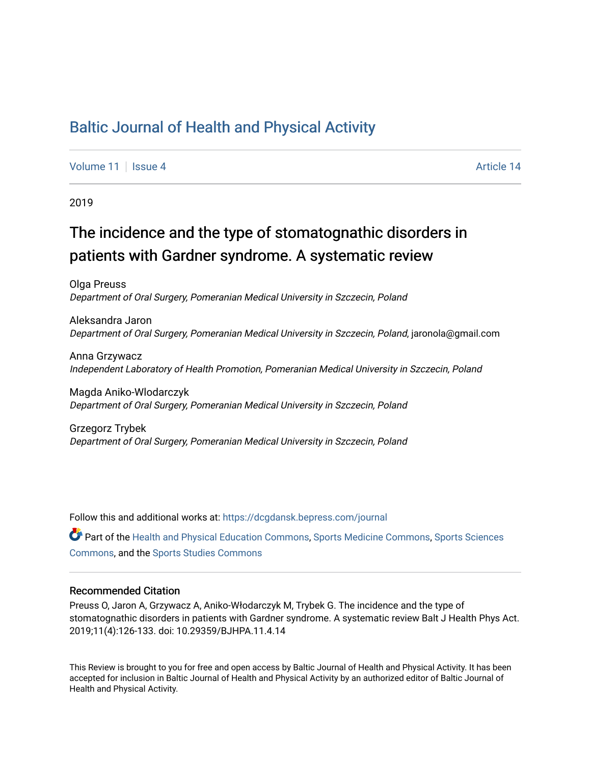# Baltic Journal of Health and Physical Activity

Volume 11 | Issue 4 Article 14

2019

## The incidence and the type of stomatognathic disorders in patients with Gardner syndrome. A systematic review

Olga Preuss
*Department of Oral Surgery, Pomeranian Medical University in Szczecin, Poland*

Aleksandra Jaron
*Department of Oral Surgery, Pomeranian Medical University in Szczecin, Poland*, jaronola@gmail.com

Anna Grzywacz
*Independent Laboratory of Health Promotion, Pomeranian Medical University in Szczecin, Poland*

Magda Aniko-Wlodarczyk
*Department of Oral Surgery, Pomeranian Medical University in Szczecin, Poland*

Grzegorz Trybek
*Department of Oral Surgery, Pomeranian Medical University in Szczecin, Poland*

Follow this and additional works at: https://dcgdansk.bepress.com/journal

Part of the Health and Physical Education Commons, Sports Medicine Commons, Sports Sciences Commons, and the Sports Studies Commons

### Recommended Citation

Preuss O, Jaron A, Grzywacz A, Aniko-Włodarczyk M, Trybek G. The incidence and the type of stomatognathic disorders in patients with Gardner syndrome. A systematic review Balt J Health Phys Act. 2019;11(4):126-133. doi: 10.29359/BJHPA.11.4.14

This Review is brought to you for free and open access by Baltic Journal of Health and Physical Activity. It has been accepted for inclusion in Baltic Journal of Health and Physical Activity by an authorized editor of Baltic Journal of Health and Physical Activity.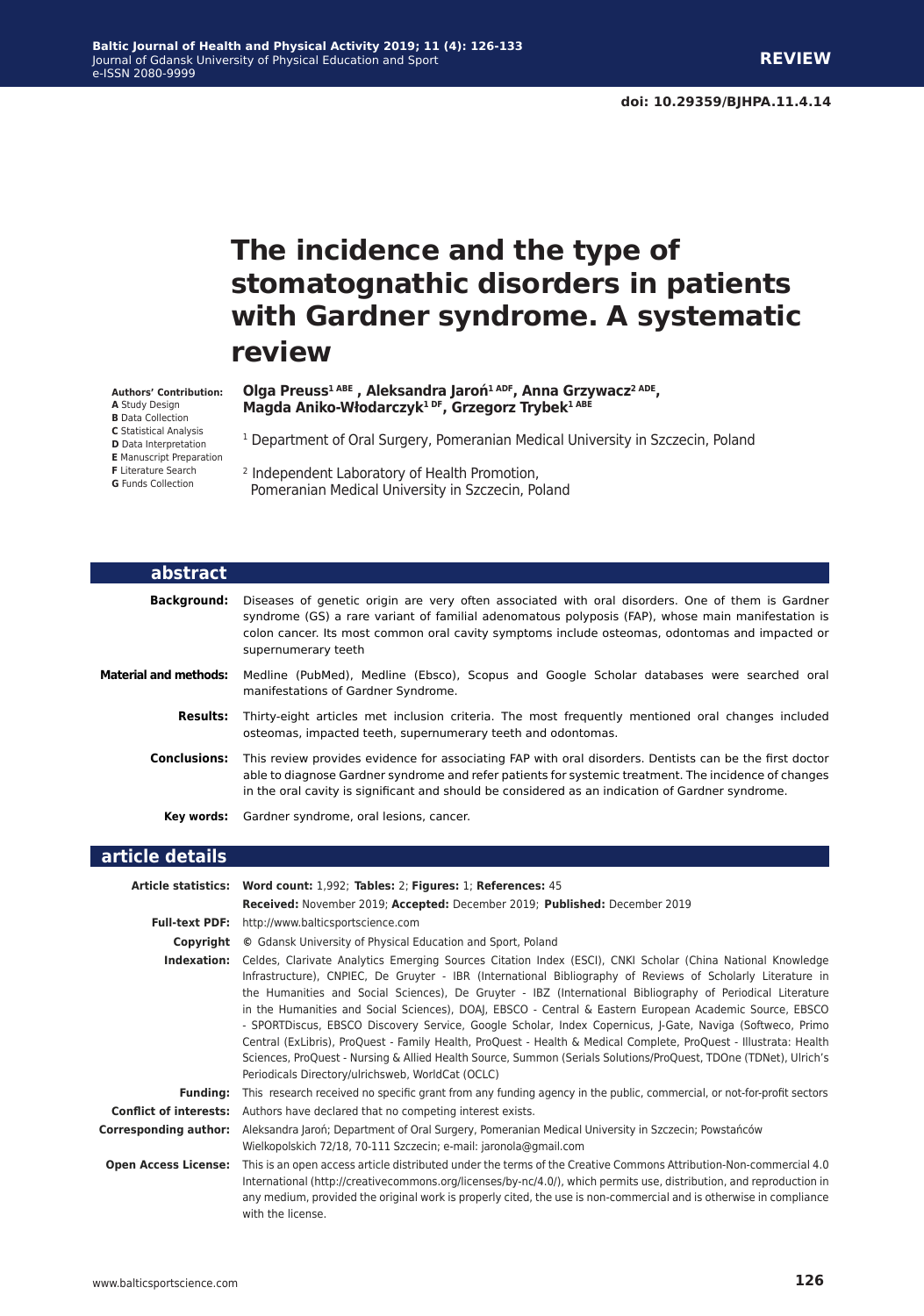doi: 10.29359/BJHPA.11.4.14

# The incidence and the type of stomatognathic disorders in patients with Gardner syndrome. A systematic review

**Authors' Contribution:**
**A** Study Design
**B** Data Collection
**C** Statistical Analysis
**D** Data Interpretation
**E** Manuscript Preparation
**F** Literature Search
**G** Funds Collection

**Olga Preuss[1 ABE], Aleksandra Jaroń[1 ADF], Anna Grzywacz[2 ADE], Magda Aniko-Włodarczyk[1 DF], Grzegorz Trybek[1 ABE]**

[1] Department of Oral Surgery, Pomeranian Medical University in Szczecin, Poland

[2] Independent Laboratory of Health Promotion, Pomeranian Medical University in Szczecin, Poland

## abstract

**Background:** Diseases of genetic origin are very often associated with oral disorders. One of them is Gardner syndrome (GS) a rare variant of familial adenomatous polyposis (FAP), whose main manifestation is colon cancer. Its most common oral cavity symptoms include osteomas, odontomas and impacted or supernumerary teeth

**Material and methods:** Medline (PubMed), Medline (Ebsco), Scopus and Google Scholar databases were searched oral manifestations of Gardner Syndrome.

**Results:** Thirty-eight articles met inclusion criteria. The most frequently mentioned oral changes included osteomas, impacted teeth, supernumerary teeth and odontomas.

**Conclusions:** This review provides evidence for associating FAP with oral disorders. Dentists can be the first doctor able to diagnose Gardner syndrome and refer patients for systemic treatment. The incidence of changes in the oral cavity is significant and should be considered as an indication of Gardner syndrome.

**Key words:** Gardner syndrome, oral lesions, cancer.

## article details

**Article statistics:** **Word count:** 1,992; **Tables:** 2; **Figures:** 1; **References:** 45
**Received:** November 2019; **Accepted:** December 2019; **Published:** December 2019

**Full-text PDF:** http://www.balticsportscience.com

**Copyright** © Gdansk University of Physical Education and Sport, Poland

**Indexation:** Celdes, Clarivate Analytics Emerging Sources Citation Index (ESCI), CNKI Scholar (China National Knowledge Infrastructure), CNPIEC, De Gruyter - IBR (International Bibliography of Reviews of Scholarly Literature in the Humanities and Social Sciences), De Gruyter - IBZ (International Bibliography of Periodical Literature in the Humanities and Social Sciences), DOAJ, EBSCO - Central & Eastern European Academic Source, EBSCO - SPORTDiscus, EBSCO Discovery Service, Google Scholar, Index Copernicus, J-Gate, Naviga (Softweco, Primo Central (ExLibris), ProQuest - Family Health, ProQuest - Health & Medical Complete, ProQuest - Illustrata: Health Sciences, ProQuest - Nursing & Allied Health Source, Summon (Serials Solutions/ProQuest, TDOne (TDNet), Ulrich's Periodicals Directory/ulrichsweb, WorldCat (OCLC)

**Funding:** This research received no specific grant from any funding agency in the public, commercial, or not-for-profit sectors

**Conflict of interests:** Authors have declared that no competing interest exists.

**Corresponding author:** Aleksandra Jaroń; Department of Oral Surgery, Pomeranian Medical University in Szczecin; Powstańców Wielkopolskich 72/18, 70-111 Szczecin; e-mail: jaronola@gmail.com

**Open Access License:** This is an open access article distributed under the terms of the Creative Commons Attribution-Non-commercial 4.0 International (http://creativecommons.org/licenses/by-nc/4.0/), which permits use, distribution, and reproduction in any medium, provided the original work is properly cited, the use is non-commercial and is otherwise in compliance with the license.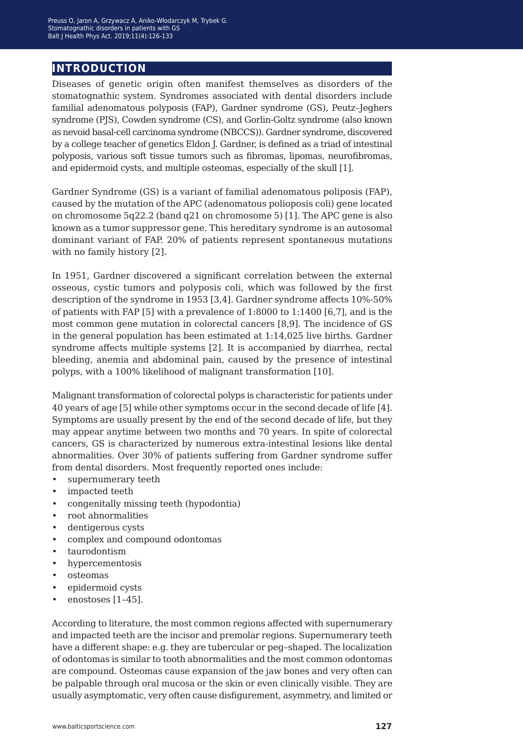## INTRODUCTION

Diseases of genetic origin often manifest themselves as disorders of the stomatognathic system. Syndromes associated with dental disorders include familial adenomatous polyposis (FAP), Gardner syndrome (GS), Peutz–Jeghers syndrome (PJS), Cowden syndrome (CS), and Gorlin-Goltz syndrome (also known as nevoid basal-cell carcinoma syndrome (NBCCS)). Gardner syndrome, discovered by a college teacher of genetics Eldon J. Gardner, is defined as a triad of intestinal polyposis, various soft tissue tumors such as fibromas, lipomas, neurofibromas, and epidermoid cysts, and multiple osteomas, especially of the skull [1].

Gardner Syndrome (GS) is a variant of familial adenomatous poliposis (FAP), caused by the mutation of the APC (adenomatous polioposis coli) gene located on chromosome 5q22.2 (band q21 on chromosome 5) [1]. The APC gene is also known as a tumor suppressor gene. This hereditary syndrome is an autosomal dominant variant of FAP. 20% of patients represent spontaneous mutations with no family history [2].

In 1951, Gardner discovered a significant correlation between the external osseous, cystic tumors and polyposis coli, which was followed by the first description of the syndrome in 1953 [3,4]. Gardner syndrome affects 10%-50% of patients with FAP [5] with a prevalence of 1:8000 to 1:1400 [6,7], and is the most common gene mutation in colorectal cancers [8,9]. The incidence of GS in the general population has been estimated at 1:14,025 live births. Gardner syndrome affects multiple systems [2]. It is accompanied by diarrhea, rectal bleeding, anemia and abdominal pain, caused by the presence of intestinal polyps, with a 100% likelihood of malignant transformation [10].

Malignant transformation of colorectal polyps is characteristic for patients under 40 years of age [5] while other symptoms occur in the second decade of life [4]. Symptoms are usually present by the end of the second decade of life, but they may appear anytime between two months and 70 years. In spite of colorectal cancers, GS is characterized by numerous extra-intestinal lesions like dental abnormalities. Over 30% of patients suffering from Gardner syndrome suffer from dental disorders. Most frequently reported ones include:

- supernumerary teeth
- impacted teeth
- congenitally missing teeth (hypodontia)
- root abnormalities
- dentigerous cysts
- complex and compound odontomas
- taurodontism
- hypercementosis
- osteomas
- epidermoid cysts
- enostoses [1–45].

According to literature, the most common regions affected with supernumerary and impacted teeth are the incisor and premolar regions. Supernumerary teeth have a different shape: e.g. they are tubercular or peg–shaped. The localization of odontomas is similar to tooth abnormalities and the most common odontomas are compound. Osteomas cause expansion of the jaw bones and very often can be palpable through oral mucosa or the skin or even clinically visible. They are usually asymptomatic, very often cause disfigurement, asymmetry, and limited or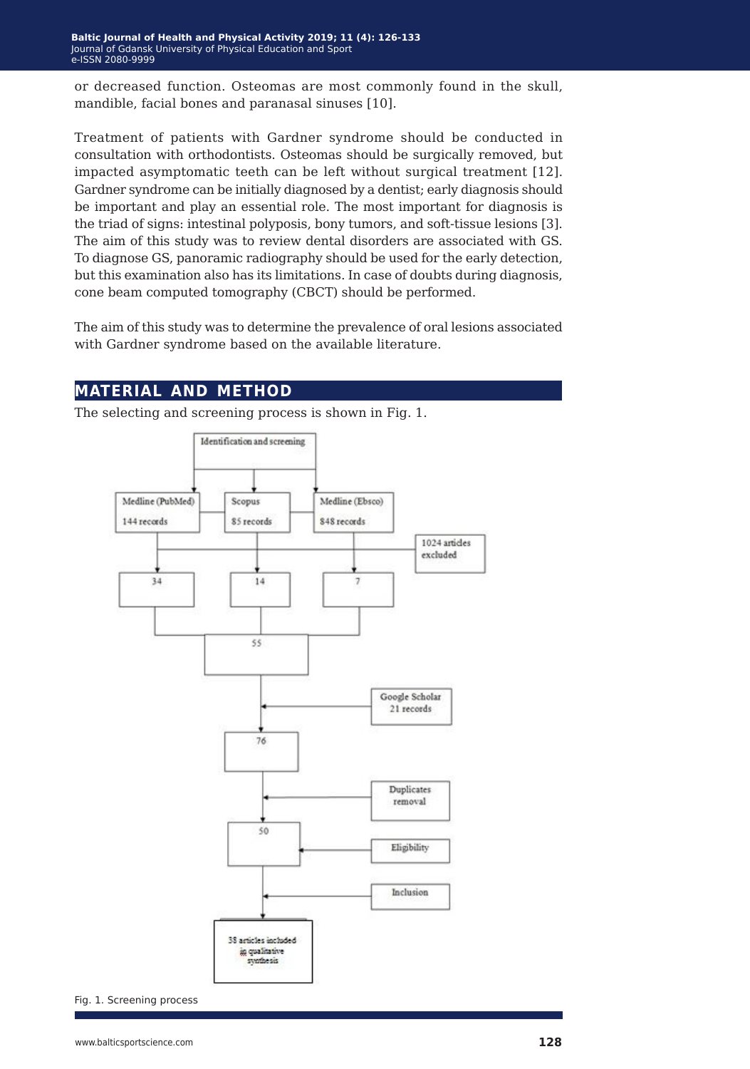or decreased function. Osteomas are most commonly found in the skull, mandible, facial bones and paranasal sinuses [10].

Treatment of patients with Gardner syndrome should be conducted in consultation with orthodontists. Osteomas should be surgically removed, but impacted asymptomatic teeth can be left without surgical treatment [12]. Gardner syndrome can be initially diagnosed by a dentist; early diagnosis should be important and play an essential role. The most important for diagnosis is the triad of signs: intestinal polyposis, bony tumors, and soft-tissue lesions [3]. The aim of this study was to review dental disorders are associated with GS. To diagnose GS, panoramic radiography should be used for the early detection, but this examination also has its limitations. In case of doubts during diagnosis, cone beam computed tomography (CBCT) should be performed.

The aim of this study was to determine the prevalence of oral lesions associated with Gardner syndrome based on the available literature.

## MATERIAL AND METHOD

The selecting and screening process is shown in Fig. 1.

Identification and screening

Medline (PubMed) 144 records | Scopus 85 records | Medline (Ebsco) 848 records

1024 articles excluded

34 | 14 | 7

55

Google Scholar 21 records

76

Duplicates removal

50

Eligibility

Inclusion

38 articles included in qualitative synthesis

Fig. 1. Screening process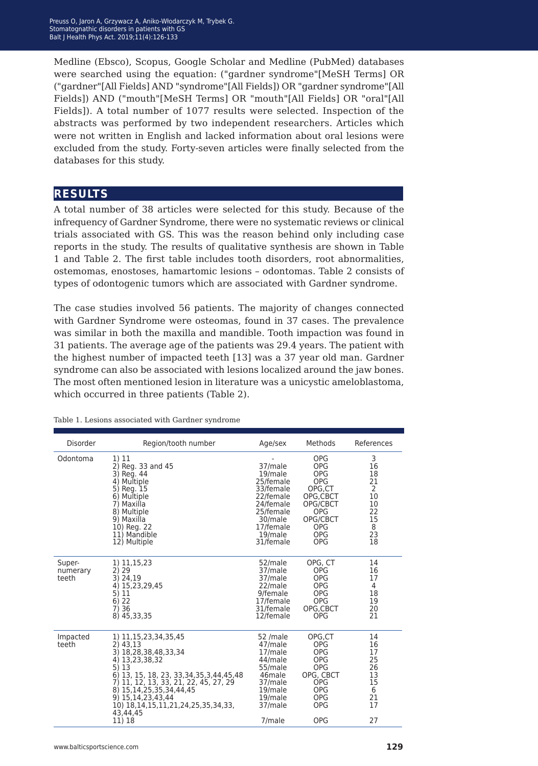Medline (Ebsco), Scopus, Google Scholar and Medline (PubMed) databases were searched using the equation: ("gardner syndrome"[MeSH Terms] OR ("gardner"[All Fields] AND "syndrome"[All Fields]) OR "gardner syndrome"[All Fields]) AND ("mouth"[MeSH Terms] OR "mouth"[All Fields] OR "oral"[All Fields]). A total number of 1077 results were selected. Inspection of the abstracts was performed by two independent researchers. Articles which were not written in English and lacked information about oral lesions were excluded from the study. Forty-seven articles were finally selected from the databases for this study.

## RESULTS

A total number of 38 articles were selected for this study. Because of the infrequency of Gardner Syndrome, there were no systematic reviews or clinical trials associated with GS. This was the reason behind only including case reports in the study. The results of qualitative synthesis are shown in Table 1 and Table 2. The first table includes tooth disorders, root abnormalities, ostemomas, enostoses, hamartomic lesions – odontomas. Table 2 consists of types of odontogenic tumors which are associated with Gardner syndrome.

The case studies involved 56 patients. The majority of changes connected with Gardner Syndrome were osteomas, found in 37 cases. The prevalence was similar in both the maxilla and mandible. Tooth impaction was found in 31 patients. The average age of the patients was 29.4 years. The patient with the highest number of impacted teeth [13] was a 37 year old man. Gardner syndrome can also be associated with lesions localized around the jaw bones. The most often mentioned lesion in literature was a unicystic ameloblastoma, which occurred in three patients (Table 2).

Table 1. Lesions associated with Gardner syndrome

| Disorder | Region/tooth number | Age/sex | Methods | References |
|---|---|---|---|---|
| Odontoma | 1) 11 | - | OPG | 3 |
| | 2) Reg. 33 and 45 | 37/male | OPG | 16 |
| | 3) Reg. 44 | 19/male | OPG | 18 |
| | 4) Multiple | 25/female | OPG | 21 |
| | 5) Reg. 15 | 33/female | OPG,CT | 2 |
| | 6) Multiple | 22/female | OPG,CBCT | 10 |
| | 7) Maxilla | 24/female | OPG/CBCT | 10 |
| | 8) Multiple | 25/female | OPG | 22 |
| | 9) Maxilla | 30/male | OPG/CBCT | 15 |
| | 10) Reg. 22 | 17/female | OPG | 8 |
| | 11) Mandible | 19/male | OPG | 23 |
| | 12) Multiple | 31/female | OPG | 18 |
| Super-numerary teeth | 1) 11,15,23 | 52/male | OPG, CT | 14 |
| | 2) 29 | 37/male | OPG | 16 |
| | 3) 24,19 | 37/male | OPG | 17 |
| | 4) 15,23,29,45 | 22/male | OPG | 4 |
| | 5) 11 | 9/female | OPG | 18 |
| | 6) 22 | 17/female | OPG | 19 |
| | 7) 36 | 31/female | OPG,CBCT | 20 |
| | 8) 45,33,35 | 12/female | OPG | 21 |
| Impacted teeth | 1) 11,15,23,34,35,45 | 52 /male | OPG,CT | 14 |
| | 2) 43,13 | 47/male | OPG | 16 |
| | 3) 18,28,38,48,33,34 | 17/male | OPG | 17 |
| | 4) 13,23,38,32 | 44/male | OPG | 25 |
| | 5) 13 | 55/male | OPG | 26 |
| | 6) 13, 15, 18, 23, 33,34,35,3,44,45,48 | 46male | OPG, CBCT | 13 |
| | 7) 11, 12, 13, 33, 21, 22, 45, 27, 29 | 37/male | OPG | 15 |
| | 8) 15,14,25,35,34,44,45 | 19/male | OPG | 6 |
| | 9) 15,14,23,43,44 | 19/male | OPG | 21 |
| | 10) 18,14,15,11,21,24,25,35,34,33, 43,44,45 | 37/male | OPG | 17 |
| | 11) 18 | 7/male | OPG | 27 |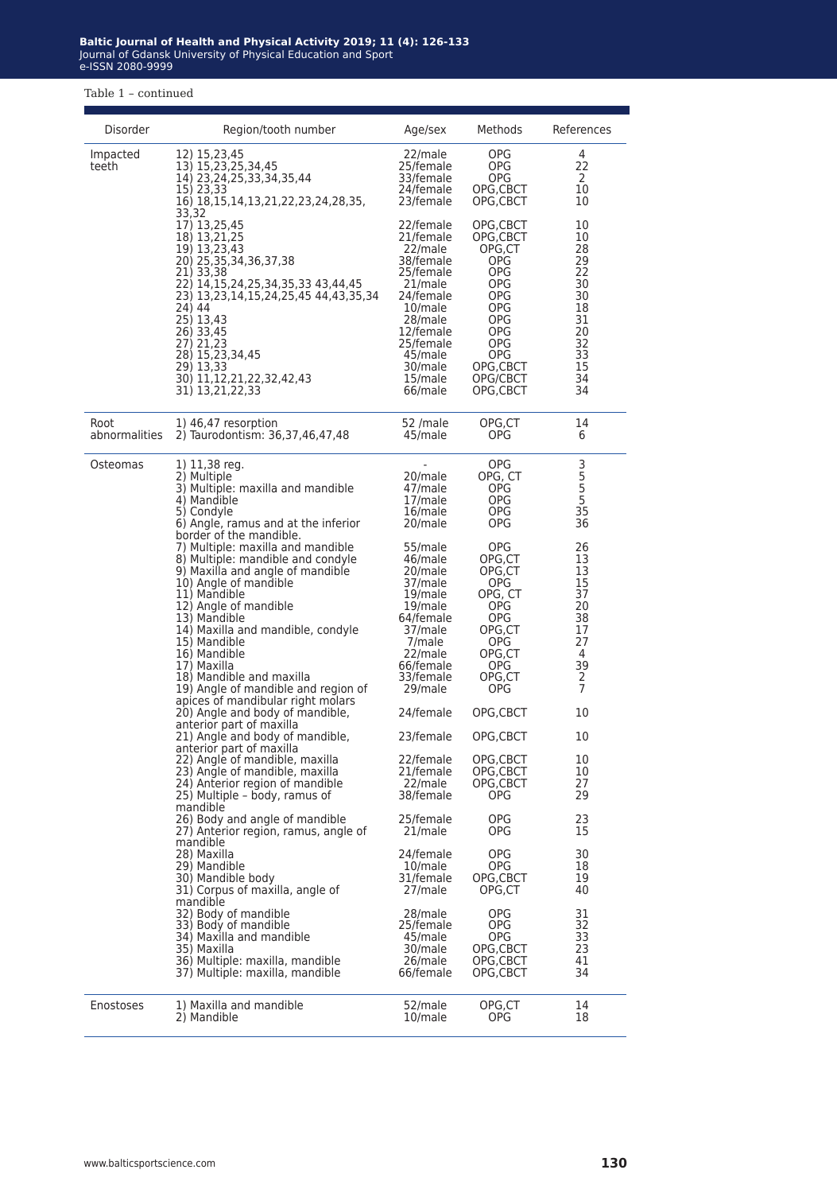Table 1 – continued

| Disorder | Region/tooth number | Age/sex | Methods | References |
|---|---|---|---|---|
| Impacted teeth | 12) 15,23,45 | 22/male | OPG | 4 |
| | 13) 15,23,25,34,45 | 25/female | OPG | 22 |
| | 14) 23,24,25,33,34,35,44 | 33/female | OPG | 2 |
| | 15) 23,33 | 24/female | OPG,CBCT | 10 |
| | 16) 18,15,14,13,21,22,23,24,28,35, 33,32 | 23/female | OPG,CBCT | 10 |
| | 17) 13,25,45 | 22/female | OPG,CBCT | 10 |
| | 18) 13,21,25 | 21/female | OPG,CBCT | 10 |
| | 19) 13,23,43 | 22/male | OPG,CT | 28 |
| | 20) 25,35,34,36,37,38 | 38/female | OPG | 29 |
| | 21) 33,38 | 25/female | OPG | 22 |
| | 22) 14,15,24,25,34,35,33 43,44,45 | 21/male | OPG | 30 |
| | 23) 13,23,14,15,24,25,45 44,43,35,34 | 24/female | OPG | 30 |
| | 24) 44 | 10/male | OPG | 18 |
| | 25) 13,43 | 28/male | OPG | 31 |
| | 26) 33,45 | 12/female | OPG | 20 |
| | 27) 21,23 | 25/female | OPG | 32 |
| | 28) 15,23,34,45 | 45/male | OPG | 33 |
| | 29) 13,33 | 30/male | OPG,CBCT | 15 |
| | 30) 11,12,21,22,32,42,43 | 15/male | OPG/CBCT | 34 |
| | 31) 13,21,22,33 | 66/male | OPG,CBCT | 34 |
| Root abnormalities | 1) 46,47 resorption | 52 /male | OPG,CT | 14 |
| | 2) Taurodontism: 36,37,46,47,48 | 45/male | OPG | 6 |
| Osteomas | 1) 11,38 reg. | - | OPG | 3 |
| | 2) Multiple | 20/male | OPG, CT | 5 |
| | 3) Multiple: maxilla and mandible | 47/male | OPG | 5 |
| | 4) Mandible | 17/male | OPG | 5 |
| | 5) Condyle | 16/male | OPG | 35 |
| | 6) Angle, ramus and at the inferior border of the mandible. | 20/male | OPG | 36 |
| | 7) Multiple: maxilla and mandible | 55/male | OPG | 26 |
| | 8) Multiple: mandible and condyle | 46/male | OPG,CT | 13 |
| | 9) Maxilla and angle of mandible | 20/male | OPG,CT | 13 |
| | 10) Angle of mandible | 37/male | OPG | 15 |
| | 11) Mandible | 19/male | OPG, CT | 37 |
| | 12) Angle of mandible | 19/male | OPG | 20 |
| | 13) Mandible | 64/female | OPG | 38 |
| | 14) Maxilla and mandible, condyle | 37/male | OPG,CT | 17 |
| | 15) Mandible | 7/male | OPG | 27 |
| | 16) Mandible | 22/male | OPG,CT | 4 |
| | 17) Maxilla | 66/female | OPG | 39 |
| | 18) Mandible and maxilla | 33/female | OPG,CT | 2 |
| | 19) Angle of mandible and region of apices of mandibular right molars | 29/male | OPG | 7 |
| | 20) Angle and body of mandible, anterior part of maxilla | 24/female | OPG,CBCT | 10 |
| | 21) Angle and body of mandible, anterior part of maxilla | 23/female | OPG,CBCT | 10 |
| | 22) Angle of mandible, maxilla | 22/female | OPG,CBCT | 10 |
| | 23) Angle of mandible, maxilla | 21/female | OPG,CBCT | 10 |
| | 24) Anterior region of mandible | 22/male | OPG,CBCT | 27 |
| | 25) Multiple – body, ramus of mandible | 38/female | OPG | 29 |
| | 26) Body and angle of mandible | 25/female | OPG | 23 |
| | 27) Anterior region, ramus, angle of mandible | 21/male | OPG | 15 |
| | 28) Maxilla | 24/female | OPG | 30 |
| | 29) Mandible | 10/male | OPG | 18 |
| | 30) Mandible body | 31/female | OPG,CBCT | 19 |
| | 31) Corpus of maxilla, angle of mandible | 27/male | OPG,CT | 40 |
| | 32) Body of mandible | 28/male | OPG | 31 |
| | 33) Body of mandible | 25/female | OPG | 32 |
| | 34) Maxilla and mandible | 45/male | OPG | 33 |
| | 35) Maxilla | 30/male | OPG,CBCT | 23 |
| | 36) Multiple: maxilla, mandible | 26/male | OPG,CBCT | 41 |
| | 37) Multiple: maxilla, mandible | 66/female | OPG,CBCT | 34 |
| Enostoses | 1) Maxilla and mandible | 52/male | OPG,CT | 14 |
| | 2) Mandible | 10/male | OPG | 18 |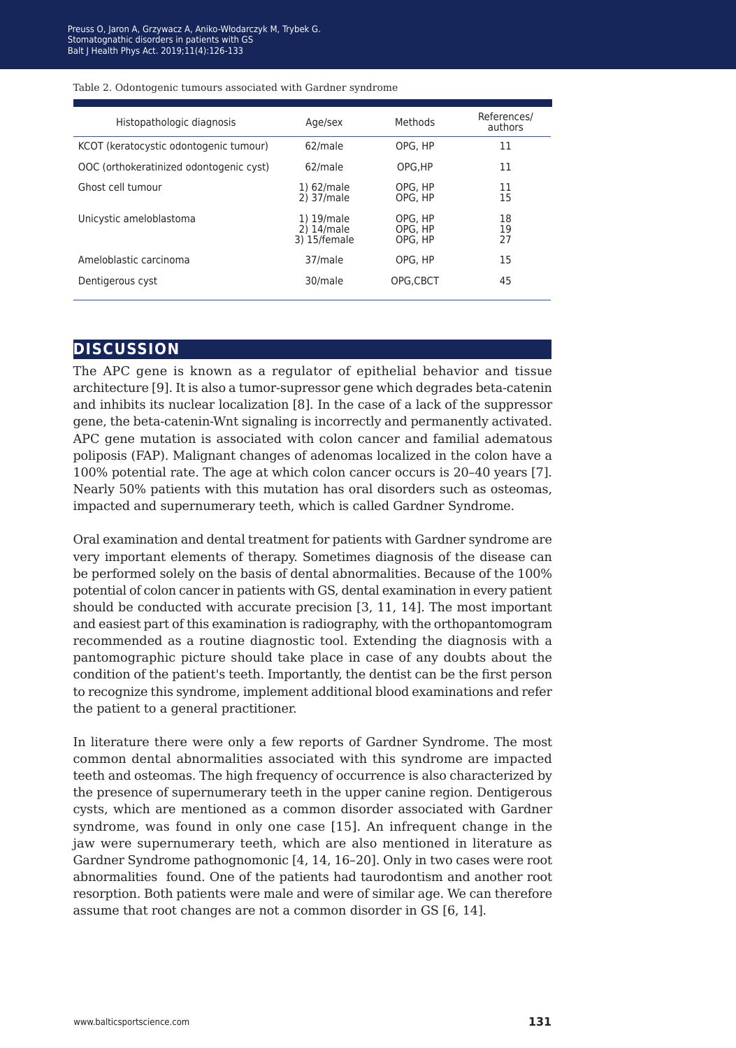Table 2. Odontogenic tumours associated with Gardner syndrome

| Histopathologic diagnosis | Age/sex | Methods | References/ authors |
|---|---|---|---|
| KCOT (keratocystic odontogenic tumour) | 62/male | OPG, HP | 11 |
| OOC (orthokeratinized odontogenic cyst) | 62/male | OPG,HP | 11 |
| Ghost cell tumour | 1) 62/male<br>2) 37/male | OPG, HP<br>OPG, HP | 11<br>15 |
| Unicystic ameloblastoma | 1) 19/male<br>2) 14/male<br>3) 15/female | OPG, HP<br>OPG, HP<br>OPG, HP | 18<br>19<br>27 |
| Ameloblastic carcinoma | 37/male | OPG, HP | 15 |
| Dentigerous cyst | 30/male | OPG,CBCT | 45 |

## DISCUSSION

The APC gene is known as a regulator of epithelial behavior and tissue architecture [9]. It is also a tumor-supressor gene which degrades beta-catenin and inhibits its nuclear localization [8]. In the case of a lack of the suppressor gene, the beta-catenin-Wnt signaling is incorrectly and permanently activated. APC gene mutation is associated with colon cancer and familial adematous poliposis (FAP). Malignant changes of adenomas localized in the colon have a 100% potential rate. The age at which colon cancer occurs is 20–40 years [7]. Nearly 50% patients with this mutation has oral disorders such as osteomas, impacted and supernumerary teeth, which is called Gardner Syndrome.

Oral examination and dental treatment for patients with Gardner syndrome are very important elements of therapy. Sometimes diagnosis of the disease can be performed solely on the basis of dental abnormalities. Because of the 100% potential of colon cancer in patients with GS, dental examination in every patient should be conducted with accurate precision [3, 11, 14]. The most important and easiest part of this examination is radiography, with the orthopantomogram recommended as a routine diagnostic tool. Extending the diagnosis with a pantomographic picture should take place in case of any doubts about the condition of the patient's teeth. Importantly, the dentist can be the first person to recognize this syndrome, implement additional blood examinations and refer the patient to a general practitioner.

In literature there were only a few reports of Gardner Syndrome. The most common dental abnormalities associated with this syndrome are impacted teeth and osteomas. The high frequency of occurrence is also characterized by the presence of supernumerary teeth in the upper canine region. Dentigerous cysts, which are mentioned as a common disorder associated with Gardner syndrome, was found in only one case [15]. An infrequent change in the jaw were supernumerary teeth, which are also mentioned in literature as Gardner Syndrome pathognomonic [4, 14, 16–20]. Only in two cases were root abnormalities found. One of the patients had taurodontism and another root resorption. Both patients were male and were of similar age. We can therefore assume that root changes are not a common disorder in GS [6, 14].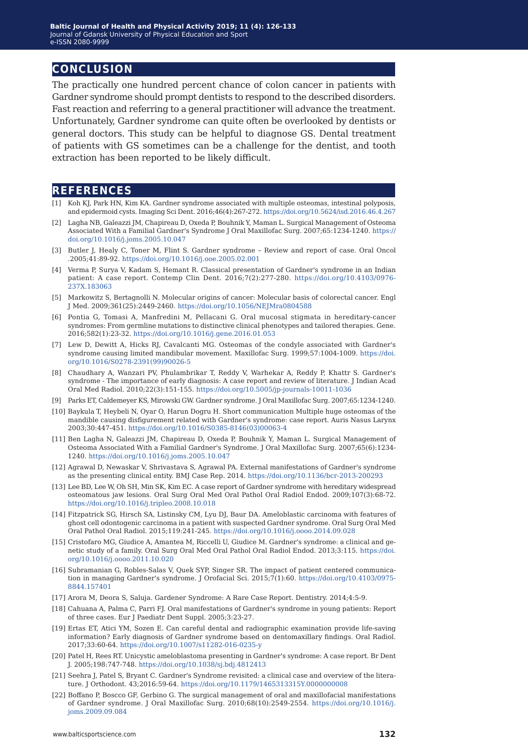## CONCLUSION

The practically one hundred percent chance of colon cancer in patients with Gardner syndrome should prompt dentists to respond to the described disorders. Fast reaction and referring to a general practitioner will advance the treatment. Unfortunately, Gardner syndrome can quite often be overlooked by dentists or general doctors. This study can be helpful to diagnose GS. Dental treatment of patients with GS sometimes can be a challenge for the dentist, and tooth extraction has been reported to be likely difficult.

## REFERENCES

[1] Koh KJ, Park HN, Kim KA. Gardner syndrome associated with multiple osteomas, intestinal polyposis, and epidermoid cysts. Imaging Sci Dent. 2016;46(4):267-272. https://doi.org/10.5624/isd.2016.46.4.267

[2] Lagha NB, Galeazzi JM, Chapireau D, Oxeda P, Bouhnik Y, Maman L. Surgical Management of Osteoma Associated With a Familial Gardner's Syndrome J Oral Maxillofac Surg. 2007;65:1234-1240. https://doi.org/10.1016/j.joms.2005.10.047

[3] Butler J, Healy C, Toner M, Flint S. Gardner syndrome – Review and report of case. Oral Oncol .2005;41:89-92. https://doi.org/10.1016/j.ooe.2005.02.001

[4] Verma P, Surya V, Kadam S, Hemant R. Classical presentation of Gardner's syndrome in an Indian patient: A case report. Contemp Clin Dent. 2016;7(2):277-280. https://doi.org/10.4103/0976-237X.183063

[5] Markowitz S, Bertagnolli N. Molecular origins of cancer: Molecular basis of colorectal cancer. Engl J Med. 2009;361(25):2449-2460. https://doi.org/10.1056/NEJMra0804588

[6] Pontia G, Tomasi A, Manfredini M, Pellacani G. Oral mucosal stigmata in hereditary-cancer syndromes: From germline mutations to distinctive clinical phenotypes and tailored therapies. Gene. 2016;582(1):23-32. https://doi.org/10.1016/j.gene.2016.01.053

[7] Lew D, Dewitt A, Hicks RJ, Cavalcanti MG. Osteomas of the condyle associated with Gardner's syndrome causing limited mandibular movement. Maxillofac Surg. 1999;57:1004-1009. https://doi.org/10.1016/S0278-2391(99)90026-5

[8] Chaudhary A, Wanzari PV, Phulambrikar T, Reddy V, Warhekar A, Reddy P, Khattr S. Gardner's syndrome - The importance of early diagnosis: A case report and review of literature. J Indian Acad Oral Med Radiol. 2010;22(3):151-155. https://doi.org/10.5005/jp-journals-10011-1036

[9] Parks ET, Caldemeyer KS, Mirowski GW. Gardner syndrome. J Oral Maxillofac Surg. 2007;65:1234-1240.

[10] Baykula T, Heybeli N, Oyar O, Harun Dogru H. Short communication Multiple huge osteomas of the mandible causing disfigurement related with Gardner's syndrome: case report. Auris Nasus Larynx 2003;30:447-451. https://doi.org/10.1016/S0385-8146(03)00063-4

[11] Ben Lagha N, Galeazzi JM, Chapireau D, Oxeda P, Bouhnik Y, Maman L. Surgical Management of Osteoma Associated With a Familial Gardner's Syndrome. J Oral Maxillofac Surg. 2007;65(6):1234-1240. https://doi.org/10.1016/j.joms.2005.10.047

[12] Agrawal D, Newaskar V, Shrivastava S, Agrawal PA. External manifestations of Gardner's syndrome as the presenting clinical entity. BMJ Case Rep. 2014. https://doi.org/10.1136/bcr-2013-200293

[13] Lee BD, Lee W, Oh SH, Min SK, Kim EC. A case report of Gardner syndrome with hereditary widespread osteomatous jaw lesions. Oral Surg Oral Med Oral Pathol Oral Radiol Endod. 2009;107(3):68-72. https://doi.org/10.1016/j.tripleo.2008.10.018

[14] Fitzpatrick SG, Hirsch SA, Listinsky CM, Lyu DJ, Baur DA. Ameloblastic carcinoma with features of ghost cell odontogenic carcinoma in a patient with suspected Gardner syndrome. Oral Surg Oral Med Oral Pathol Oral Radiol. 2015;119:241-245. https://doi.org/10.1016/j.oooo.2014.09.028

[15] Cristofaro MG, Giudice A, Amantea M, Riccelli U, Giudice M. Gardner's syndrome: a clinical and genetic study of a family. Oral Surg Oral Med Oral Pathol Oral Radiol Endod. 2013;3:115. https://doi.org/10.1016/j.oooo.2011.10.020

[16] Subramanian G, Robles-Salas V, Quek SYP, Singer SR. The impact of patient centered communication in managing Gardner's syndrome. J Orofacial Sci. 2015;7(1):60. https://doi.org/10.4103/0975-8844.157401

[17] Arora M, Deora S, Saluja. Gardener Syndrome: A Rare Case Report. Dentistry. 2014;4:5-9.

[18] Cahuana A, Palma C, Parri FJ. Oral manifestations of Gardner's syndrome in young patients: Report of three cases. Eur J Paediatr Dent Suppl. 2005;3:23-27.

[19] Ertas ET, Atici YM, Sozen E. Can careful dental and radiographic examination provide life-saving information? Early diagnosis of Gardner syndrome based on dentomaxillary findings. Oral Radiol. 2017;33:60-64. https://doi.org/10.1007/s11282-016-0235-y

[20] Patel H, Rees RT. Unicystic ameloblastoma presenting in Gardner's syndrome: A case report. Br Dent J. 2005;198:747-748. https://doi.org/10.1038/sj.bdj.4812413

[21] Seehra J, Patel S, Bryant C. Gardner's Syndrome revisited: a clinical case and overview of the literature. J Orthodont. 43;2016:59-64. https://doi.org/10.1179/1465313315Y.0000000008

[22] Boffano P, Boscco GF, Gerbino G. The surgical management of oral and maxillofacial manifestations of Gardner syndrome. J Oral Maxillofac Surg. 2010;68(10):2549-2554. https://doi.org/10.1016/j.joms.2009.09.084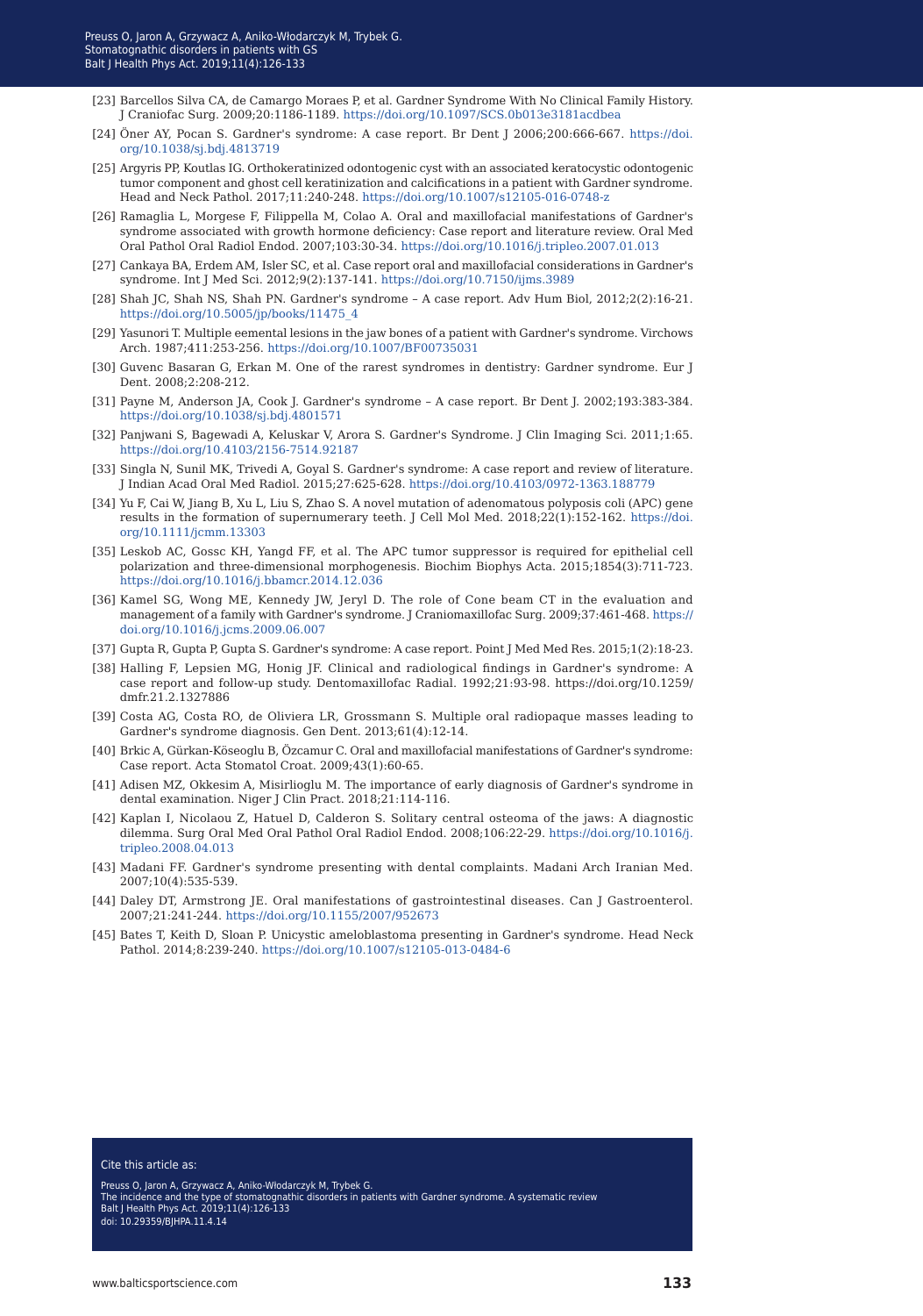[23] Barcellos Silva CA, de Camargo Moraes P, et al. Gardner Syndrome With No Clinical Family History. J Craniofac Surg. 2009;20:1186-1189. https://doi.org/10.1097/SCS.0b013e3181acdbea

[24] Öner AY, Pocan S. Gardner's syndrome: A case report. Br Dent J 2006;200:666-667. https://doi.org/10.1038/sj.bdj.4813719

[25] Argyris PP, Koutlas IG. Orthokeratinized odontogenic cyst with an associated keratocystic odontogenic tumor component and ghost cell keratinization and calcifications in a patient with Gardner syndrome. Head and Neck Pathol. 2017;11:240-248. https://doi.org/10.1007/s12105-016-0748-z

[26] Ramaglia L, Morgese F, Filippella M, Colao A. Oral and maxillofacial manifestations of Gardner's syndrome associated with growth hormone deficiency: Case report and literature review. Oral Med Oral Pathol Oral Radiol Endod. 2007;103:30-34. https://doi.org/10.1016/j.tripleo.2007.01.013

[27] Cankaya BA, Erdem AM, Isler SC, et al. Case report oral and maxillofacial considerations in Gardner's syndrome. Int J Med Sci. 2012;9(2):137-141. https://doi.org/10.7150/ijms.3989

[28] Shah JC, Shah NS, Shah PN. Gardner's syndrome – A case report. Adv Hum Biol, 2012;2(2):16-21. https://doi.org/10.5005/jp/books/11475_4

[29] Yasunori T. Multiple eemental lesions in the jaw bones of a patient with Gardner's syndrome. Virchows Arch. 1987;411:253-256. https://doi.org/10.1007/BF00735031

[30] Guvenc Basaran G, Erkan M. One of the rarest syndromes in dentistry: Gardner syndrome. Eur J Dent. 2008;2:208-212.

[31] Payne M, Anderson JA, Cook J. Gardner's syndrome – A case report. Br Dent J. 2002;193:383-384. https://doi.org/10.1038/sj.bdj.4801571

[32] Panjwani S, Bagewadi A, Keluskar V, Arora S. Gardner's Syndrome. J Clin Imaging Sci. 2011;1:65. https://doi.org/10.4103/2156-7514.92187

[33] Singla N, Sunil MK, Trivedi A, Goyal S. Gardner's syndrome: A case report and review of literature. J Indian Acad Oral Med Radiol. 2015;27:625-628. https://doi.org/10.4103/0972-1363.188779

[34] Yu F, Cai W, Jiang B, Xu L, Liu S, Zhao S. A novel mutation of adenomatous polyposis coli (APC) gene results in the formation of supernumerary teeth. J Cell Mol Med. 2018;22(1):152-162. https://doi.org/10.1111/jcmm.13303

[35] Leskob AC, Gossc KH, Yangd FF, et al. The APC tumor suppressor is required for epithelial cell polarization and three-dimensional morphogenesis. Biochim Biophys Acta. 2015;1854(3):711-723. https://doi.org/10.1016/j.bbamcr.2014.12.036

[36] Kamel SG, Wong ME, Kennedy JW, Jeryl D. The role of Cone beam CT in the evaluation and management of a family with Gardner's syndrome. J Craniomaxillofac Surg. 2009;37:461-468. https://doi.org/10.1016/j.jcms.2009.06.007

[37] Gupta R, Gupta P, Gupta S. Gardner's syndrome: A case report. Point J Med Med Res. 2015;1(2):18-23.

[38] Halling F, Lepsien MG, Honig JF. Clinical and radiological findings in Gardner's syndrome: A case report and follow-up study. Dentomaxillofac Radial. 1992;21:93-98. https://doi.org/10.1259/dmfr.21.2.1327886

[39] Costa AG, Costa RO, de Oliviera LR, Grossmann S. Multiple oral radiopaque masses leading to Gardner's syndrome diagnosis. Gen Dent. 2013;61(4):12-14.

[40] Brkic A, Gürkan-Köseoglu B, Özcamur C. Oral and maxillofacial manifestations of Gardner's syndrome: Case report. Acta Stomatol Croat. 2009;43(1):60-65.

[41] Adisen MZ, Okkesim A, Misirlioglu M. The importance of early diagnosis of Gardner's syndrome in dental examination. Niger J Clin Pract. 2018;21:114-116.

[42] Kaplan I, Nicolaou Z, Hatuel D, Calderon S. Solitary central osteoma of the jaws: A diagnostic dilemma. Surg Oral Med Oral Pathol Oral Radiol Endod. 2008;106:22-29. https://doi.org/10.1016/j.tripleo.2008.04.013

[43] Madani FF. Gardner's syndrome presenting with dental complaints. Madani Arch Iranian Med. 2007;10(4):535-539.

[44] Daley DT, Armstrong JE. Oral manifestations of gastrointestinal diseases. Can J Gastroenterol. 2007;21:241-244. https://doi.org/10.1155/2007/952673

[45] Bates T, Keith D, Sloan P. Unicystic ameloblastoma presenting in Gardner's syndrome. Head Neck Pathol. 2014;8:239-240. https://doi.org/10.1007/s12105-013-0484-6

Cite this article as:

Preuss O, Jaron A, Grzywacz A, Aniko-Włodarczyk M, Trybek G.
The incidence and the type of stomatognathic disorders in patients with Gardner syndrome. A systematic review
Balt J Health Phys Act. 2019;11(4):126-133
doi: 10.29359/BJHPA.11.4.14